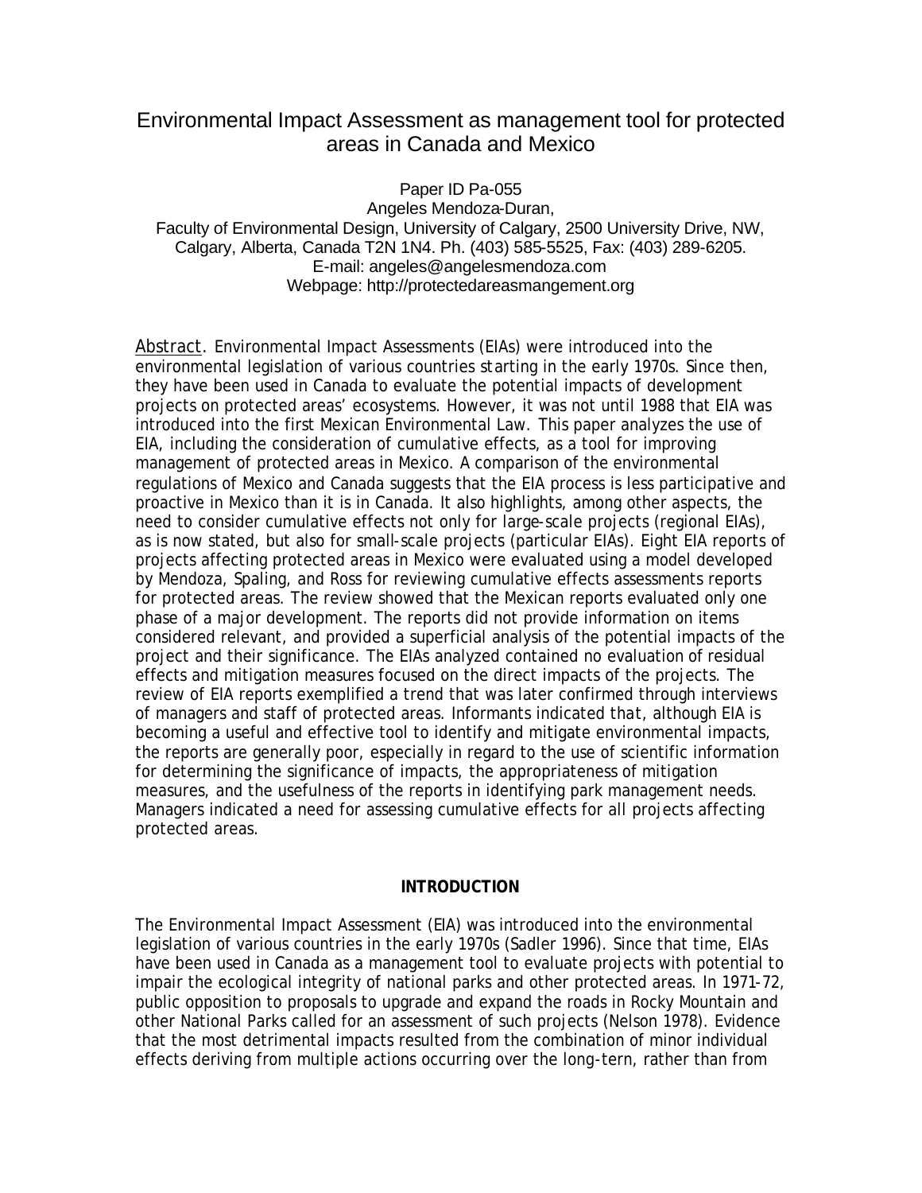# Environmental Impact Assessment as management tool for protected areas in Canada and Mexico

Paper ID Pa-055
Angeles Mendoza-Duran,
Faculty of Environmental Design, University of Calgary, 2500 University Drive, NW, Calgary, Alberta, Canada T2N 1N4. Ph. (403) 585-5525, Fax: (403) 289-6205.
E-mail: angeles@angelesmendoza.com
Webpage: http://protectedareasmangement.org

Abstract. Environmental Impact Assessments (EIAs) were introduced into the environmental legislation of various countries starting in the early 1970s. Since then, they have been used in Canada to evaluate the potential impacts of development projects on protected areas' ecosystems. However, it was not until 1988 that EIA was introduced into the first Mexican Environmental Law. This paper analyzes the use of EIA, including the consideration of cumulative effects, as a tool for improving management of protected areas in Mexico. A comparison of the environmental regulations of Mexico and Canada suggests that the EIA process is less participative and proactive in Mexico than it is in Canada. It also highlights, among other aspects, the need to consider cumulative effects not only for large-scale projects (regional EIAs), as is now stated, but also for small-scale projects (particular EIAs). Eight EIA reports of projects affecting protected areas in Mexico were evaluated using a model developed by Mendoza, Spaling, and Ross for reviewing cumulative effects assessments reports for protected areas. The review showed that the Mexican reports evaluated only one phase of a major development. The reports did not provide information on items considered relevant, and provided a superficial analysis of the potential impacts of the project and their significance. The EIAs analyzed contained no evaluation of residual effects and mitigation measures focused on the direct impacts of the projects. The review of EIA reports exemplified a trend that was later confirmed through interviews of managers and staff of protected areas. Informants indicated that, although EIA is becoming a useful and effective tool to identify and mitigate environmental impacts, the reports are generally poor, especially in regard to the use of scientific information for determining the significance of impacts, the appropriateness of mitigation measures, and the usefulness of the reports in identifying park management needs. Managers indicated a need for assessing cumulative effects for all projects affecting protected areas.

## INTRODUCTION

The Environmental Impact Assessment (EIA) was introduced into the environmental legislation of various countries in the early 1970s (Sadler 1996). Since that time, EIAs have been used in Canada as a management tool to evaluate projects with potential to impair the ecological integrity of national parks and other protected areas. In 1971-72, public opposition to proposals to upgrade and expand the roads in Rocky Mountain and other National Parks called for an assessment of such projects (Nelson 1978). Evidence that the most detrimental impacts resulted from the combination of minor individual effects deriving from multiple actions occurring over the long-tern, rather than from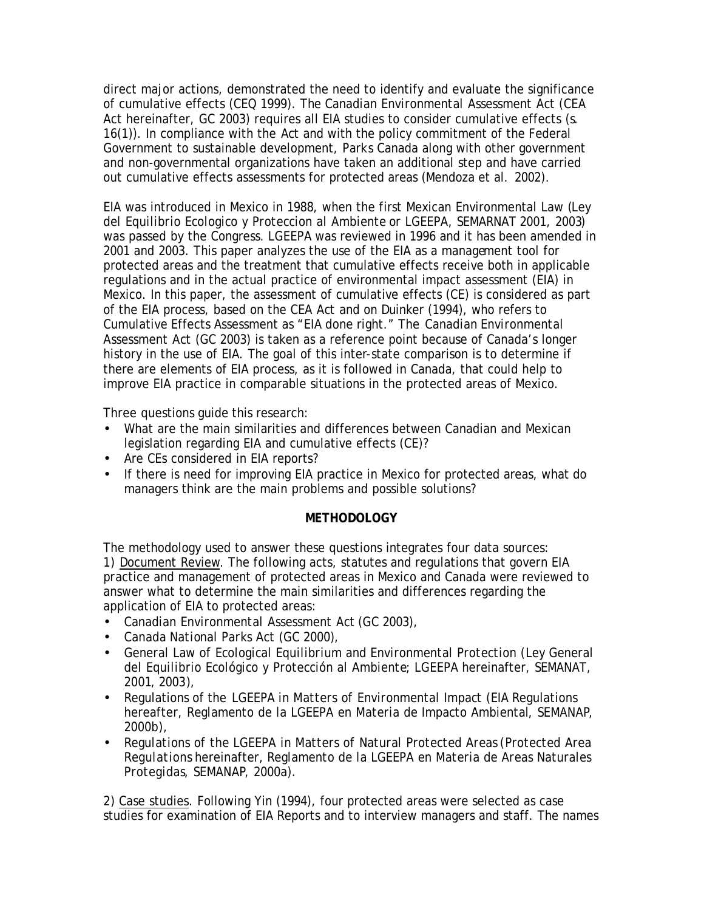direct major actions, demonstrated the need to identify and evaluate the significance of cumulative effects (CEQ 1999). The *Canadian Environmental Assessment Act* (CEA Act hereinafter, GC 2003) requires all EIA studies to consider cumulative effects (s. 16(1)). In compliance with the Act and with the policy commitment of the Federal Government to sustainable development, Parks Canada along with other government and non-governmental organizations have taken an additional step and have carried out cumulative effects assessments for protected areas (Mendoza et al. 2002).

EIA was introduced in Mexico in 1988, when the first Mexican Environmental Law (*Ley del Equilibrio Ecologico y Proteccion al Ambiente* or LGEEPA, SEMARNAT 2001, 2003) was passed by the Congress. LGEEPA was reviewed in 1996 and it has been amended in 2001 and 2003. This paper analyzes the use of the EIA as a management tool for protected areas and the treatment that cumulative effects receive both in applicable regulations and in the actual practice of environmental impact assessment (EIA) in Mexico. In this paper, the assessment of cumulative effects (CE) is considered as part of the EIA process, based on the CEA Act and on Duinker (1994), who refers to Cumulative Effects Assessment as "EIA done right." The *Canadian Environmental Assessment Act* (GC 2003) is taken as a reference point because of Canada's longer history in the use of EIA. The goal of this inter-state comparison is to determine if there are elements of EIA process, as it is followed in Canada, that could help to improve EIA practice in comparable situations in the protected areas of Mexico.

Three questions guide this research:

- What are the main similarities and differences between Canadian and Mexican legislation regarding EIA and cumulative effects (CE)?
- Are CEs considered in EIA reports?
- If there is need for improving EIA practice in Mexico for protected areas, what do managers think are the main problems and possible solutions?

## METHODOLOGY

The methodology used to answer these questions integrates four data sources:

1) Document Review. The following acts, statutes and regulations that govern EIA practice and management of protected areas in Mexico and Canada were reviewed to answer what to determine the main similarities and differences regarding the application of EIA to protected areas:

- *Canadian Environmental Assessment Act* (GC 2003),
- *Canada National Parks Act* (GC 2000),
- *General Law of Ecological Equilibrium and Environmental Protection* (*Ley General del Equilibrio Ecológico y Protección al Ambiente*; LGEEPA hereinafter, SEMANAT, 2001, 2003),
- *Regulations of the LGEEPA in Matters of Environmental Impact* (EIA Regulations hereafter, *Reglamento de la LGEEPA en Materia de Impacto Ambiental*, SEMANAP, 2000b),
- *Regulations of the LGEEPA in Matters of Natural Protected Areas* (*Protected Area Regulations* hereinafter, *Reglamento de la LGEEPA en Materia de Areas Naturales Protegidas*, SEMANAP, 2000a).

2) Case studies. Following Yin (1994), four protected areas were selected as case studies for examination of EIA Reports and to interview managers and staff. The names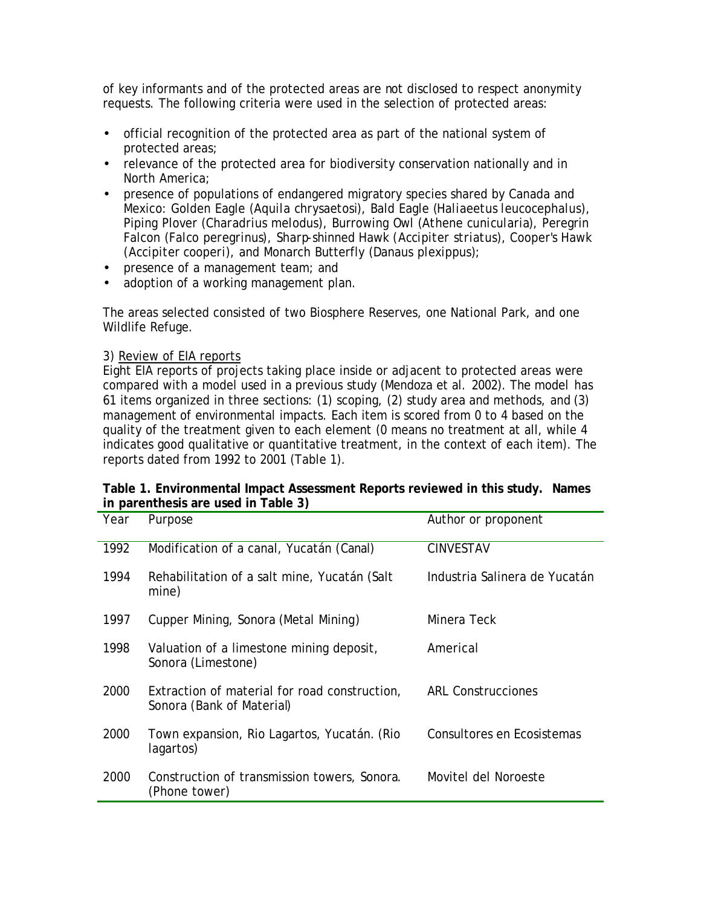of key informants and of the protected areas are not disclosed to respect anonymity requests. The following criteria were used in the selection of protected areas:

- official recognition of the protected area as part of the national system of protected areas;
- relevance of the protected area for biodiversity conservation nationally and in North America;
- presence of populations of endangered migratory species shared by Canada and Mexico: Golden Eagle (*Aquila chrysaetosi*), Bald Eagle (*Haliaeetus leucocephalus*), Piping Plover (*Charadrius melodus*), Burrowing Owl (*Athene cunicularia*), Peregrin Falcon (*Falco peregrinus*), Sharp-shinned Hawk (*Accipiter striatus*), Cooper's Hawk (*Accipiter cooperi*), and Monarch Butterfly (*Danaus plexippus*);
- presence of a management team; and
- adoption of a working management plan.

The areas selected consisted of two Biosphere Reserves, one National Park, and one Wildlife Refuge.

3) <u>Review of EIA reports</u>
Eight EIA reports of projects taking place inside or adjacent to protected areas were compared with a model used in a previous study (Mendoza et al. 2002). The model has 61 items organized in three sections: (1) scoping, (2) study area and methods, and (3) management of environmental impacts. Each item is scored from 0 to 4 based on the quality of the treatment given to each element (0 means no treatment at all, while 4 indicates good qualitative or quantitative treatment, in the context of each item). The reports dated from 1992 to 2001 (Table 1).

**Table 1. Environmental Impact Assessment Reports reviewed in this study. Names in parenthesis are used in Table 3)**

| Year | Purpose | Author or proponent |
|---|---|---|
| 1992 | Modification of a canal, Yucatán (Canal) | CINVESTAV |
| 1994 | Rehabilitation of a salt mine, Yucatán (Salt mine) | Industria Salinera de Yucatán |
| 1997 | Cupper Mining, Sonora (Metal Mining) | Minera Teck |
| 1998 | Valuation of a limestone mining deposit, Sonora (Limestone) | Americal |
| 2000 | Extraction of material for road construction, Sonora (Bank of Material) | ARL Construcciones |
| 2000 | Town expansion, Rio Lagartos, Yucatán. (Rio lagartos) | Consultores en Ecosistemas |
| 2000 | Construction of transmission towers, Sonora. (Phone tower) | Movitel del Noroeste |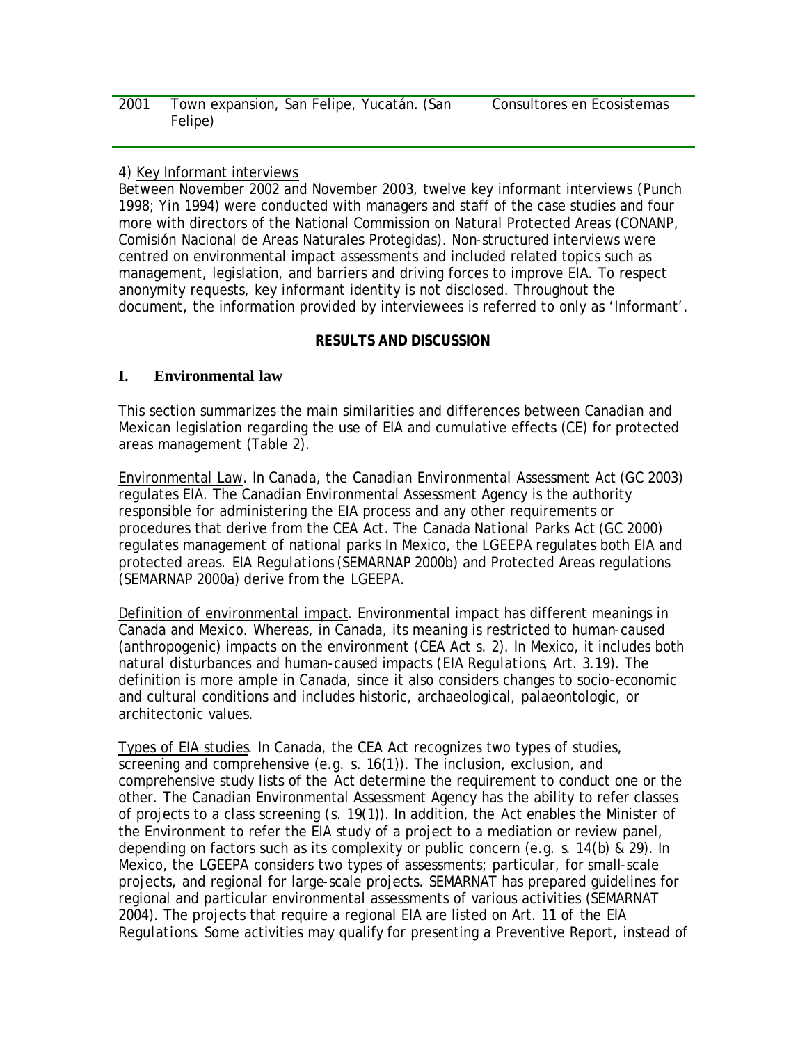| 2001 | Town expansion, San Felipe, Yucatán. (San Felipe) | Consultores en Ecosistemas |
|---|---|---|

4) Key Informant interviews
Between November 2002 and November 2003, twelve key informant interviews (Punch 1998; Yin 1994) were conducted with managers and staff of the case studies and four more with directors of the National Commission on Natural Protected Areas (CONANP, Comisión Nacional de Areas Naturales Protegidas). Non-structured interviews were centred on environmental impact assessments and included related topics such as management, legislation, and barriers and driving forces to improve EIA. To respect anonymity requests, key informant identity is not disclosed. Throughout the document, the information provided by interviewees is referred to only as 'Informant'.

## RESULTS AND DISCUSSION

### I. Environmental law

This section summarizes the main similarities and differences between Canadian and Mexican legislation regarding the use of EIA and cumulative effects (CE) for protected areas management (Table 2).

Environmental Law. In Canada, the *Canadian Environmental Assessment Act* (GC 2003) regulates EIA. The Canadian Environmental Assessment Agency is the authority responsible for administering the EIA process and any other requirements or procedures that derive from the CEA Act. The *Canada National Parks Act* (GC 2000) regulates management of national parks In Mexico, the LGEEPA regulates both EIA and protected areas. *EIA Regulations* (SEMARNAP 2000b) and Protected Areas regulations (SEMARNAP 2000a) derive from the LGEEPA.

Definition of environmental impact. Environmental impact has different meanings in Canada and Mexico. Whereas, in Canada, its meaning is restricted to human-caused (anthropogenic) impacts on the environment (CEA Act s. 2). In Mexico, it includes both natural disturbances and human-caused impacts (*EIA Regulations*, Art. 3.19). The definition is more ample in Canada, since it also considers changes to socio-economic and cultural conditions and includes historic, archaeological, palaeontologic, or architectonic values.

Types of EIA studies. In Canada, the CEA Act recognizes two types of studies, screening and comprehensive (e.g. s. 16(1)). The inclusion, exclusion, and comprehensive study lists of the Act determine the requirement to conduct one or the other. The Canadian Environmental Assessment Agency has the ability to refer classes of projects to a class screening (s. 19(1)). In addition, the Act enables the Minister of the Environment to refer the EIA study of a project to a mediation or review panel, depending on factors such as its complexity or public concern (e.g. s. 14(b) & 29). In Mexico, the LGEEPA considers two types of assessments; particular, for small-scale projects, and regional for large-scale projects. SEMARNAT has prepared guidelines for regional and particular environmental assessments of various activities (SEMARNAT 2004). The projects that require a regional EIA are listed on Art. 11 of the *EIA Regulations*. Some activities may qualify for presenting a Preventive Report, instead of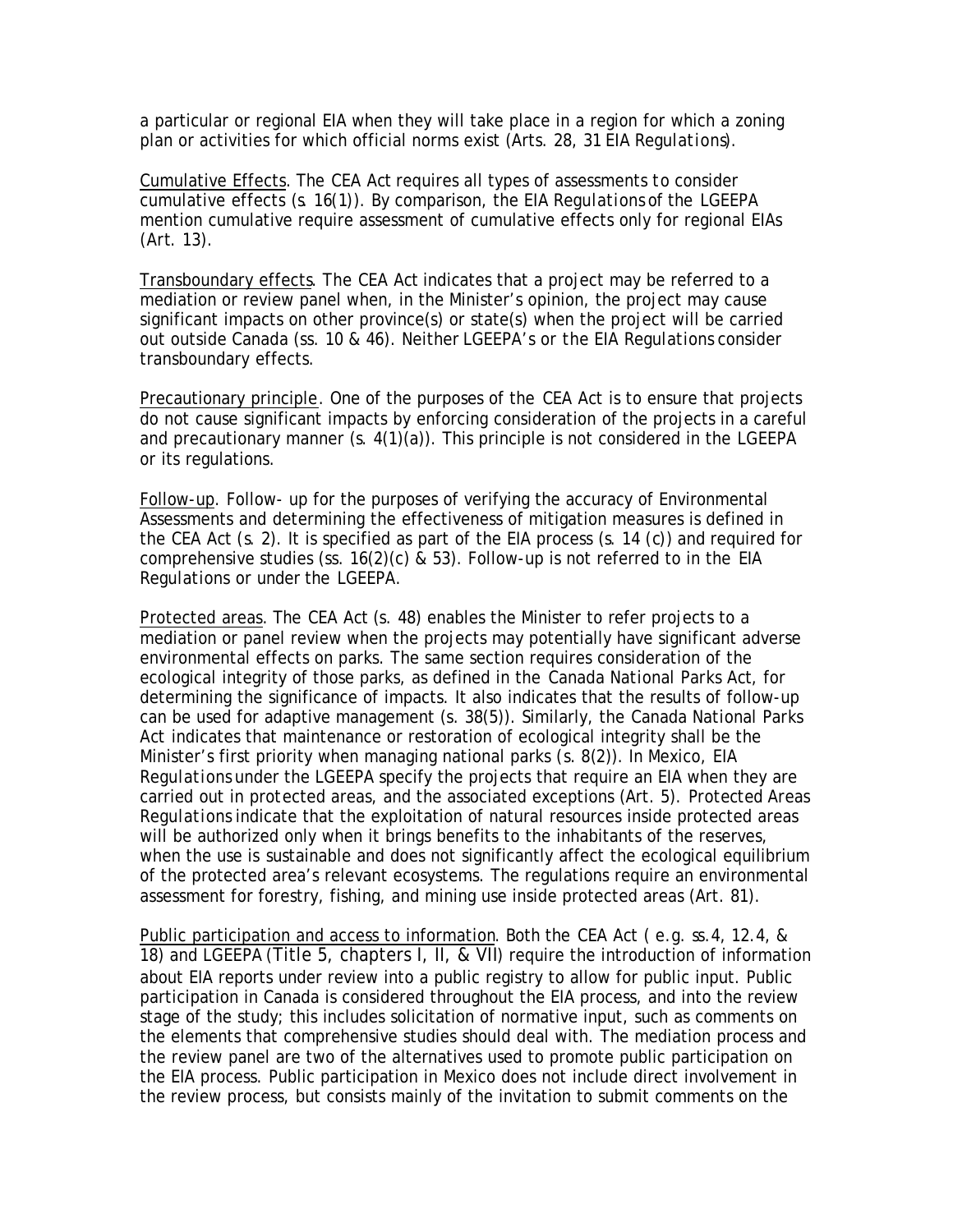a particular or regional EIA when they will take place in a region for which a zoning plan or activities for which official norms exist (Arts. 28, 31 *EIA Regulations*).

Cumulative Effects. The CEA Act requires all types of assessments to consider cumulative effects (s. 16(1)). By comparison, the *EIA Regulations* of the LGEEPA mention cumulative require assessment of cumulative effects only for regional EIAs (Art. 13).

Transboundary effects. The CEA Act indicates that a project may be referred to a mediation or review panel when, in the Minister's opinion, the project may cause significant impacts on other province(s) or state(s) when the project will be carried out outside Canada (ss. 10 & 46). Neither LGEEPA's or the *EIA Regulations* consider transboundary effects.

Precautionary principle. One of the purposes of the CEA Act is to ensure that projects do not cause significant impacts by enforcing consideration of the projects in a careful and precautionary manner (s. 4(1)(a)). This principle is not considered in the LGEEPA or its regulations.

Follow-up. Follow- up for the purposes of verifying the accuracy of Environmental Assessments and determining the effectiveness of mitigation measures is defined in the CEA Act (s. 2). It is specified as part of the EIA process (s. 14 (c)) and required for comprehensive studies (ss. 16(2)(c) & 53). Follow-up is not referred to in the *EIA Regulations* or under the LGEEPA.

Protected areas. The CEA Act (s. 48) enables the Minister to refer projects to a mediation or panel review when the projects may potentially have significant adverse environmental effects on parks. The same section requires consideration of the ecological integrity of those parks, as defined in the *Canada National Parks Act*, for determining the significance of impacts. It also indicates that the results of follow-up can be used for adaptive management (s. 38(5)). Similarly, the *Canada National Parks Act* indicates that maintenance or restoration of ecological integrity shall be the Minister's first priority when managing national parks (s. 8(2)). In Mexico, *EIA Regulations* under the LGEEPA specify the projects that require an EIA when they are carried out in protected areas, and the associated exceptions (Art. 5). *Protected Areas Regulations* indicate that the exploitation of natural resources inside protected areas will be authorized only when it brings benefits to the inhabitants of the reserves, when the use is sustainable and does not significantly affect the ecological equilibrium of the protected area's relevant ecosystems. The regulations require an environmental assessment for forestry, fishing, and mining use inside protected areas (Art. 81).

Public participation and access to information. Both the CEA Act ( e.g. ss.4, 12.4, & 18) and LGEEPA (Title 5, chapters I, II, & VII) require the introduction of information about EIA reports under review into a public registry to allow for public input. Public participation in Canada is considered throughout the EIA process, and into the review stage of the study; this includes solicitation of normative input, such as comments on the elements that comprehensive studies should deal with. The mediation process and the review panel are two of the alternatives used to promote public participation on the EIA process. Public participation in Mexico does not include direct involvement in the review process, but consists mainly of the invitation to submit comments on the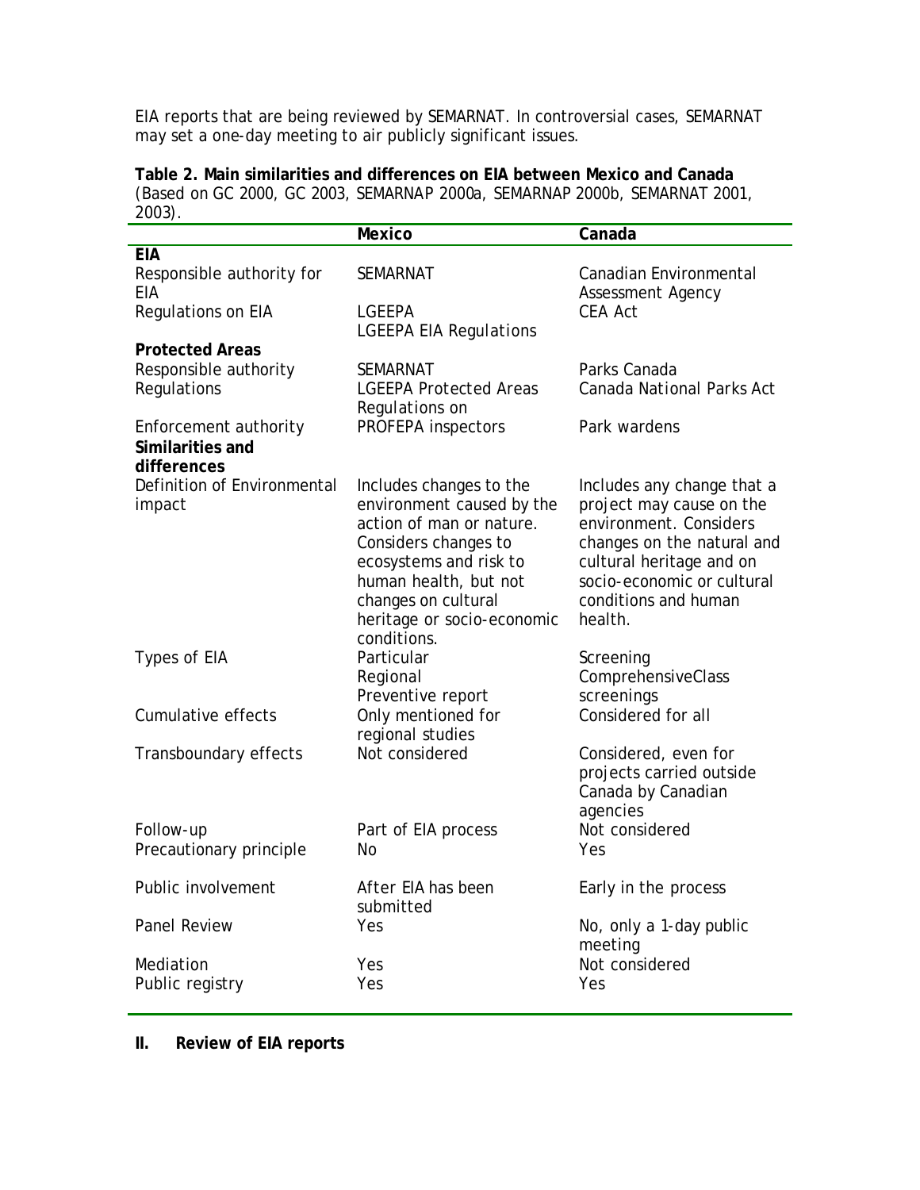EIA reports that are being reviewed by SEMARNAT. In controversial cases, SEMARNAT may set a one-day meeting to air publicly significant issues.

**Table 2. Main similarities and differences on EIA between Mexico and Canada** (Based on GC 2000, GC 2003, SEMARNAP 2000a, SEMARNAP 2000b, SEMARNAT 2001, 2003).

| | **Mexico** | **Canada** |
|---|---|---|
| **EIA** | | |
| Responsible authority for EIA | SEMARNAT | Canadian Environmental Assessment Agency |
| Regulations on EIA | LGEEPA<br>LGEEPA EIA Regulations | CEA Act |
| **Protected Areas** | | |
| Responsible authority | SEMARNAT | Parks Canada |
| Regulations | LGEEPA Protected Areas Regulations on | Canada National Parks Act |
| Enforcement authority | PROFEPA inspectors | Park wardens |
| **Similarities and differences** | | |
| Definition of Environmental impact | Includes changes to the environment caused by the action of man or nature. Considers changes to ecosystems and risk to human health, but not changes on cultural heritage or socio-economic conditions. | Includes any change that a project may cause on the environment. Considers changes on the natural and cultural heritage and on socio-economic or cultural conditions and human health. |
| Types of EIA | Particular<br>Regional<br>Preventive report | Screening<br>ComprehensiveClass screenings |
| Cumulative effects | Only mentioned for regional studies | Considered for all |
| Transboundary effects | Not considered | Considered, even for projects carried outside Canada by Canadian agencies |
| Follow-up | Part of EIA process | Not considered |
| Precautionary principle | No | Yes |
| Public involvement | After EIA has been submitted | Early in the process |
| Panel Review | Yes | No, only a 1-day public meeting |
| Mediation | Yes | Not considered |
| Public registry | Yes | Yes |

## II. Review of EIA reports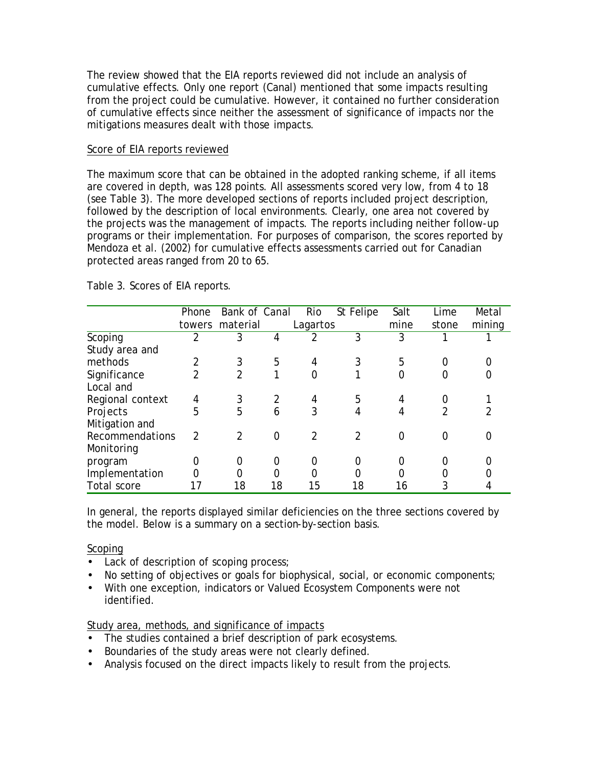The review showed that the EIA reports reviewed did not include an analysis of cumulative effects. Only one report (Canal) mentioned that some impacts resulting from the project could be cumulative. However, it contained no further consideration of cumulative effects since neither the assessment of significance of impacts nor the mitigations measures dealt with those impacts.

Score of EIA reports reviewed

The maximum score that can be obtained in the adopted ranking scheme, if all items are covered in depth, was 128 points. All assessments scored very low, from 4 to 18 (see Table 3). The more developed sections of reports included project description, followed by the description of local environments. Clearly, one area not covered by the projects was the management of impacts. The reports including neither follow-up programs or their implementation. For purposes of comparison, the scores reported by Mendoza et al. (2002) for cumulative effects assessments carried out for Canadian protected areas ranged from 20 to 65.

Table 3. Scores of EIA reports.

| | Phone towers | Bank of material | Canal | Rio Lagartos | St Felipe | Salt mine | Lime stone | Metal mining |
|---|---|---|---|---|---|---|---|---|
| Scoping | 2 | 3 | 4 | 2 | 3 | 3 | 1 | 1 |
| Study area and methods | 2 | 3 | 5 | 4 | 3 | 5 | 0 | 0 |
| Significance | 2 | 2 | 1 | 0 | 1 | 0 | 0 | 0 |
| Local and Regional context | 4 | 3 | 2 | 4 | 5 | 4 | 0 | 1 |
| Projects | 5 | 5 | 6 | 3 | 4 | 4 | 2 | 2 |
| Mitigation and Recommendations | 2 | 2 | 0 | 2 | 2 | 0 | 0 | 0 |
| Monitoring program | 0 | 0 | 0 | 0 | 0 | 0 | 0 | 0 |
| Implementation | 0 | 0 | 0 | 0 | 0 | 0 | 0 | 0 |
| Total score | 17 | 18 | 18 | 15 | 18 | 16 | 3 | 4 |

In general, the reports displayed similar deficiencies on the three sections covered by the model. Below is a summary on a section-by-section basis.

Scoping

- Lack of description of scoping process;
- No setting of objectives or goals for biophysical, social, or economic components;
- With one exception, indicators or Valued Ecosystem Components were not identified.

Study area, methods, and significance of impacts

- The studies contained a brief description of park ecosystems.
- Boundaries of the study areas were not clearly defined.
- Analysis focused on the direct impacts likely to result from the projects.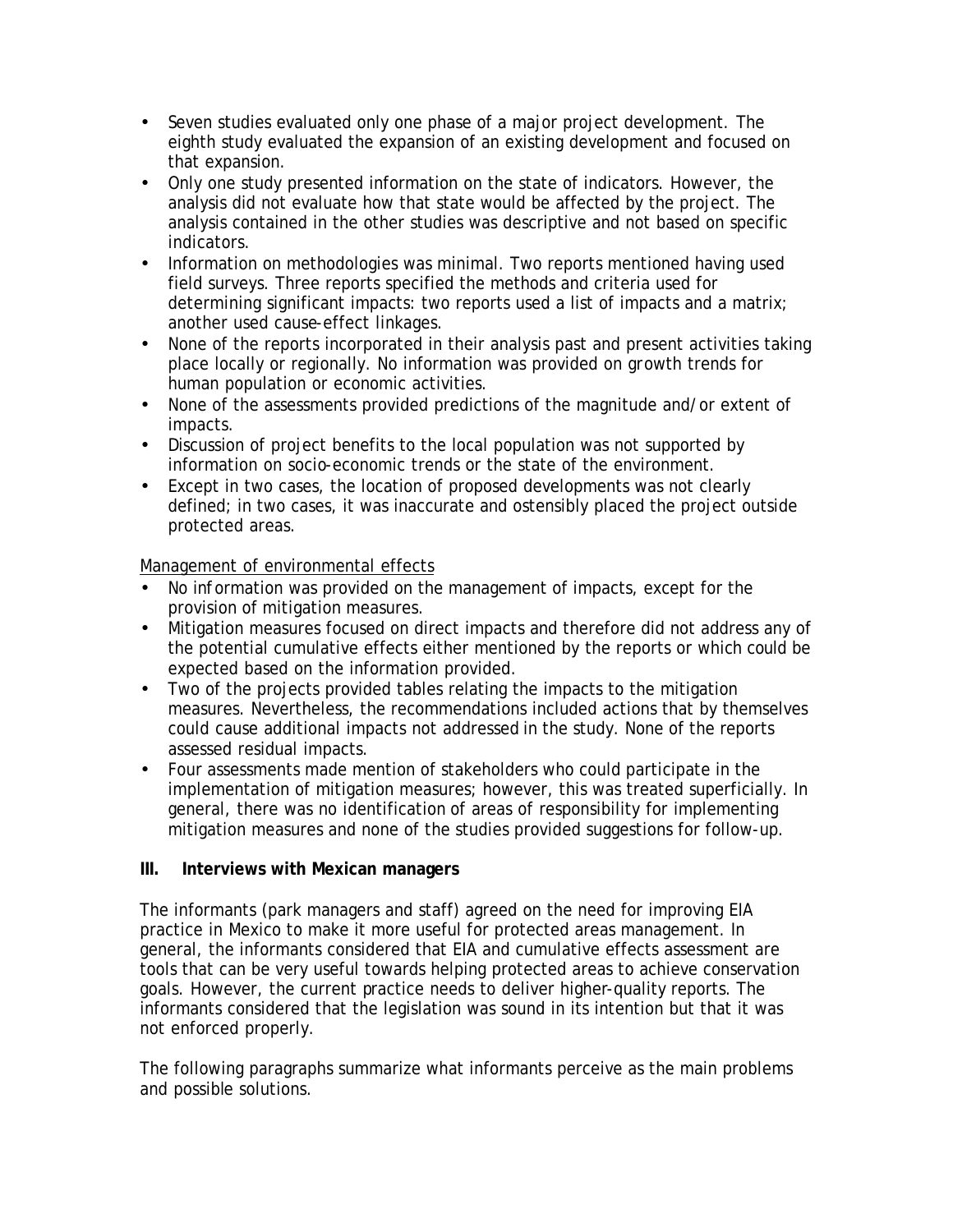- Seven studies evaluated only one phase of a major project development. The eighth study evaluated the expansion of an existing development and focused on that expansion.
- Only one study presented information on the state of indicators. However, the analysis did not evaluate how that state would be affected by the project. The analysis contained in the other studies was descriptive and not based on specific indicators.
- Information on methodologies was minimal. Two reports mentioned having used field surveys. Three reports specified the methods and criteria used for determining significant impacts: two reports used a list of impacts and a matrix; another used cause-effect linkages.
- None of the reports incorporated in their analysis past and present activities taking place locally or regionally. No information was provided on growth trends for human population or economic activities.
- None of the assessments provided predictions of the magnitude and/or extent of impacts.
- Discussion of project benefits to the local population was not supported by information on socio-economic trends or the state of the environment.
- Except in two cases, the location of proposed developments was not clearly defined; in two cases, it was inaccurate and ostensibly placed the project outside protected areas.

Management of environmental effects

- No information was provided on the management of impacts, except for the provision of mitigation measures.
- Mitigation measures focused on direct impacts and therefore did not address any of the potential cumulative effects either mentioned by the reports or which could be expected based on the information provided.
- Two of the projects provided tables relating the impacts to the mitigation measures. Nevertheless, the recommendations included actions that by themselves could cause additional impacts not addressed in the study. None of the reports assessed residual impacts.
- Four assessments made mention of stakeholders who could participate in the implementation of mitigation measures; however, this was treated superficially. In general, there was no identification of areas of responsibility for implementing mitigation measures and none of the studies provided suggestions for follow-up.

## III. Interviews with Mexican managers

The informants (park managers and staff) agreed on the need for improving EIA practice in Mexico to make it more useful for protected areas management. In general, the informants considered that EIA and cumulative effects assessment are tools that can be very useful towards helping protected areas to achieve conservation goals. However, the current practice needs to deliver higher-quality reports. The informants considered that the legislation was sound in its intention but that it was not enforced properly.

The following paragraphs summarize what informants perceive as the main problems and possible solutions.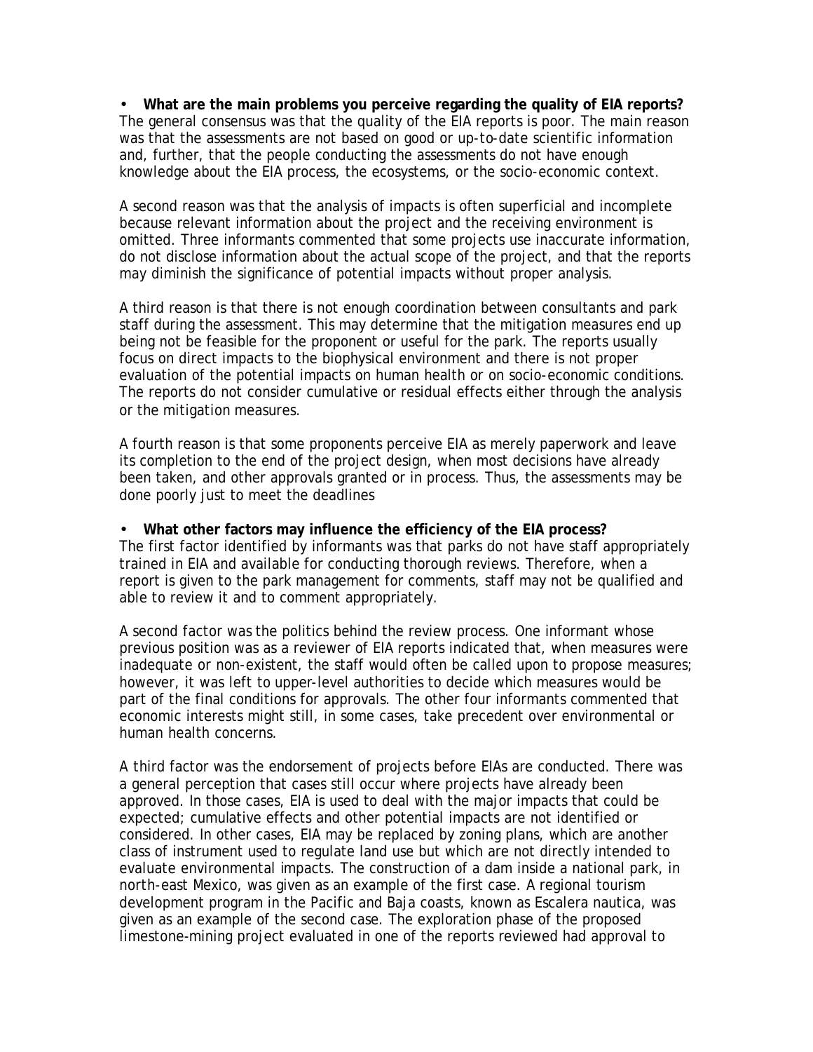- **What are the main problems you perceive regarding the quality of EIA reports?**

The general consensus was that the quality of the EIA reports is poor. The main reason was that the assessments are not based on good or up-to-date scientific information and, further, that the people conducting the assessments do not have enough knowledge about the EIA process, the ecosystems, or the socio-economic context.

A second reason was that the analysis of impacts is often superficial and incomplete because relevant information about the project and the receiving environment is omitted. Three informants commented that some projects use inaccurate information, do not disclose information about the actual scope of the project, and that the reports may diminish the significance of potential impacts without proper analysis.

A third reason is that there is not enough coordination between consultants and park staff during the assessment. This may determine that the mitigation measures end up being not be feasible for the proponent or useful for the park. The reports usually focus on direct impacts to the biophysical environment and there is not proper evaluation of the potential impacts on human health or on socio-economic conditions. The reports do not consider cumulative or residual effects either through the analysis or the mitigation measures.

A fourth reason is that some proponents perceive EIA as merely paperwork and leave its completion to the end of the project design, when most decisions have already been taken, and other approvals granted or in process. Thus, the assessments may be done poorly just to meet the deadlines

- **What other factors may influence the efficiency of the EIA process?**

The first factor identified by informants was that parks do not have staff appropriately trained in EIA and available for conducting thorough reviews. Therefore, when a report is given to the park management for comments, staff may not be qualified and able to review it and to comment appropriately.

A second factor was the politics behind the review process. One informant whose previous position was as a reviewer of EIA reports indicated that, when measures were inadequate or non-existent, the staff would often be called upon to propose measures; however, it was left to upper-level authorities to decide which measures would be part of the final conditions for approvals. The other four informants commented that economic interests might still, in some cases, take precedent over environmental or human health concerns.

A third factor was the endorsement of projects before EIAs are conducted. There was a general perception that cases still occur where projects have already been approved. In those cases, EIA is used to deal with the major impacts that could be expected; cumulative effects and other potential impacts are not identified or considered. In other cases, EIA may be replaced by zoning plans, which are another class of instrument used to regulate land use but which are not directly intended to evaluate environmental impacts. The construction of a dam inside a national park, in north-east Mexico, was given as an example of the first case. A regional tourism development program in the Pacific and Baja coasts, known as Escalera nautica, was given as an example of the second case. The exploration phase of the proposed limestone-mining project evaluated in one of the reports reviewed had approval to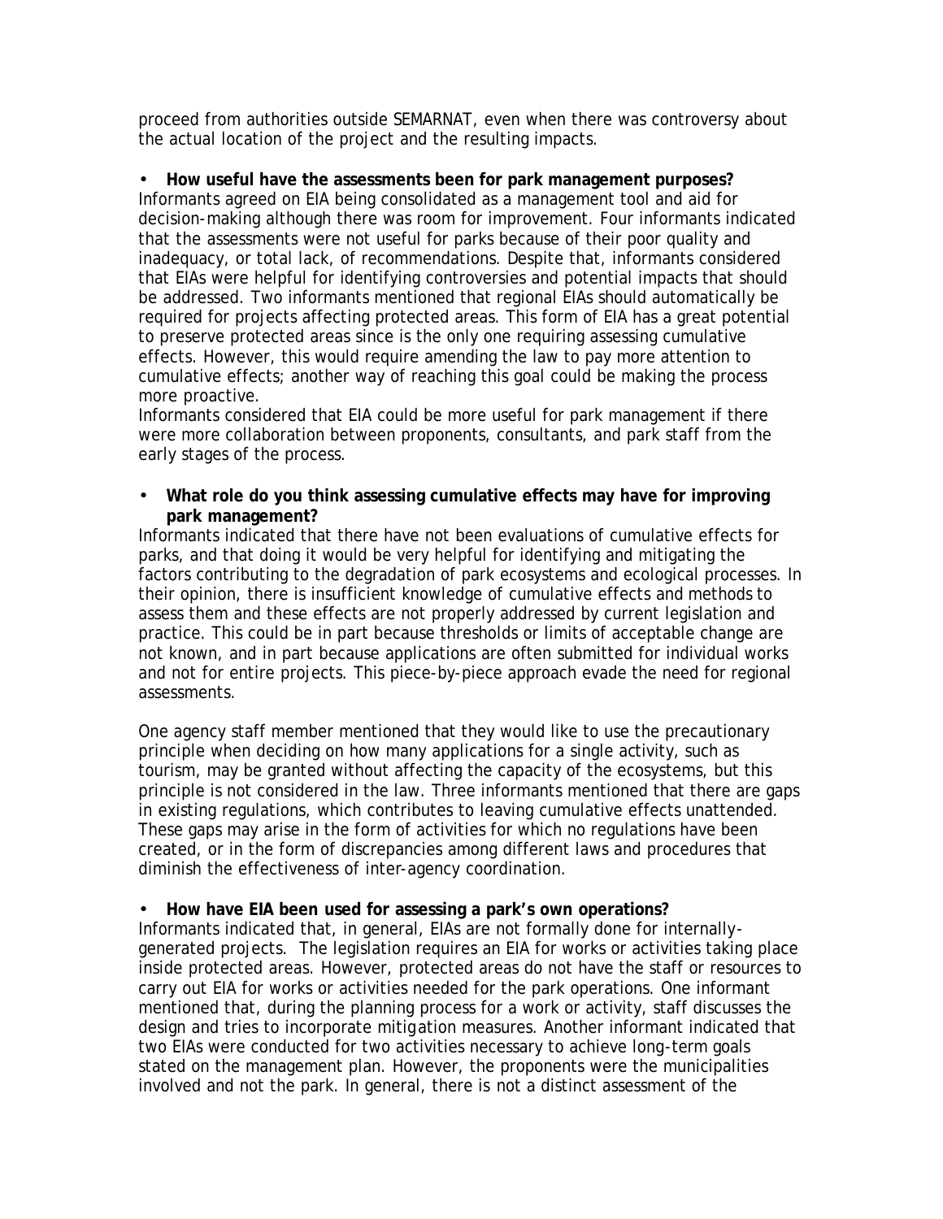proceed from authorities outside SEMARNAT, even when there was controversy about the actual location of the project and the resulting impacts.

- **How useful have the assessments been for park management purposes?**

Informants agreed on EIA being consolidated as a management tool and aid for decision-making although there was room for improvement. Four informants indicated that the assessments were not useful for parks because of their poor quality and inadequacy, or total lack, of recommendations. Despite that, informants considered that EIAs were helpful for identifying controversies and potential impacts that should be addressed. Two informants mentioned that regional EIAs should automatically be required for projects affecting protected areas. This form of EIA has a great potential to preserve protected areas since is the only one requiring assessing cumulative effects. However, this would require amending the law to pay more attention to cumulative effects; another way of reaching this goal could be making the process more proactive.

Informants considered that EIA could be more useful for park management if there were more collaboration between proponents, consultants, and park staff from the early stages of the process.

- **What role do you think assessing cumulative effects may have for improving park management?**

Informants indicated that there have not been evaluations of cumulative effects for parks, and that doing it would be very helpful for identifying and mitigating the factors contributing to the degradation of park ecosystems and ecological processes. In their opinion, there is insufficient knowledge of cumulative effects and methods to assess them and these effects are not properly addressed by current legislation and practice. This could be in part because thresholds or limits of acceptable change are not known, and in part because applications are often submitted for individual works and not for entire projects. This piece-by-piece approach evade the need for regional assessments.

One agency staff member mentioned that they would like to use the precautionary principle when deciding on how many applications for a single activity, such as tourism, may be granted without affecting the capacity of the ecosystems, but this principle is not considered in the law. Three informants mentioned that there are gaps in existing regulations, which contributes to leaving cumulative effects unattended. These gaps may arise in the form of activities for which no regulations have been created, or in the form of discrepancies among different laws and procedures that diminish the effectiveness of inter-agency coordination.

- **How have EIA been used for assessing a park's own operations?**

Informants indicated that, in general, EIAs are not formally done for internally-generated projects. The legislation requires an EIA for works or activities taking place inside protected areas. However, protected areas do not have the staff or resources to carry out EIA for works or activities needed for the park operations. One informant mentioned that, during the planning process for a work or activity, staff discusses the design and tries to incorporate mitigation measures. Another informant indicated that two EIAs were conducted for two activities necessary to achieve long-term goals stated on the management plan. However, the proponents were the municipalities involved and not the park. In general, there is not a distinct assessment of the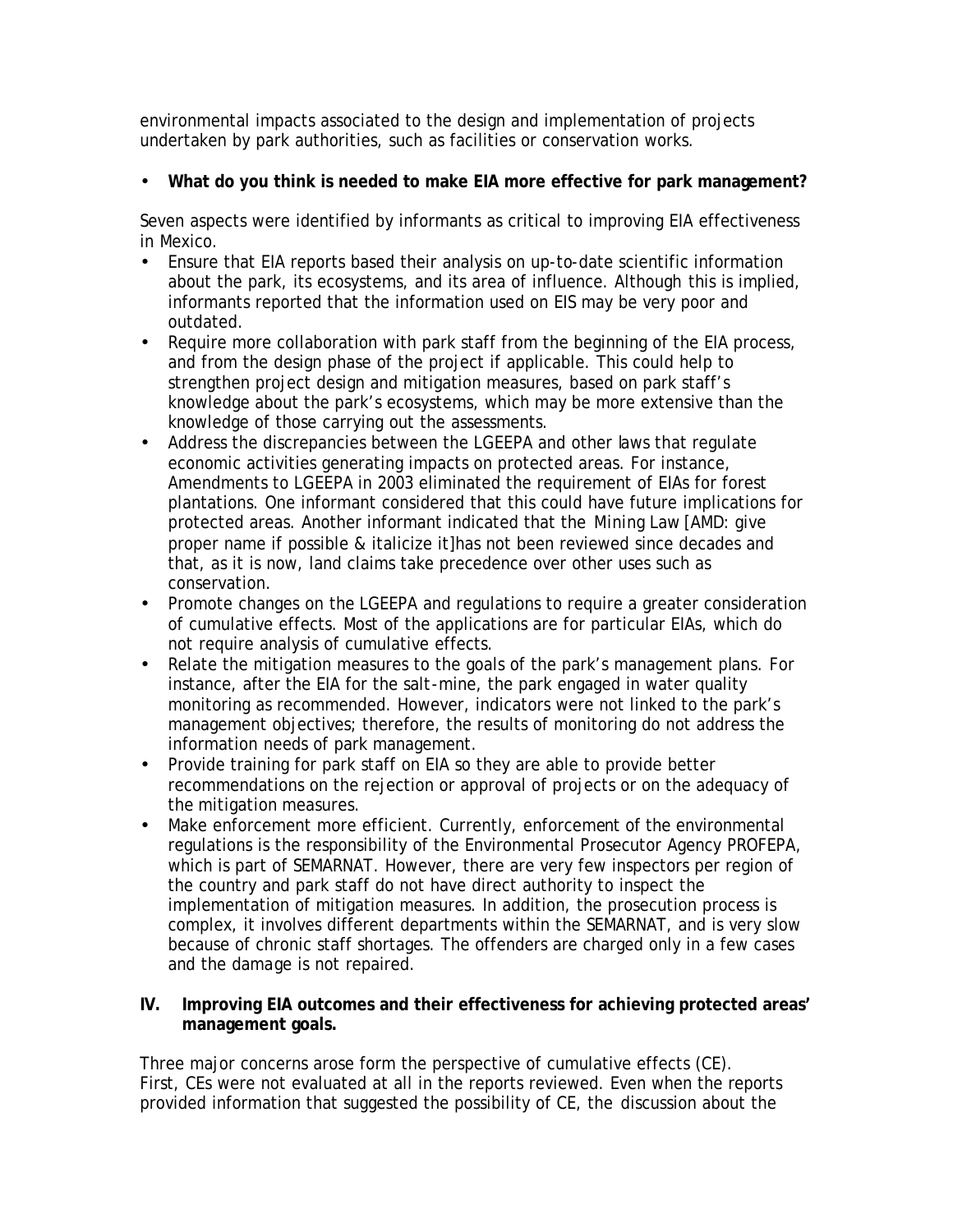environmental impacts associated to the design and implementation of projects undertaken by park authorities, such as facilities or conservation works.

- **What do you think is needed to make EIA more effective for park management?**

Seven aspects were identified by informants as critical to improving EIA effectiveness in Mexico.

- Ensure that EIA reports based their analysis on up-to-date scientific information about the park, its ecosystems, and its area of influence. Although this is implied, informants reported that the information used on EIS may be very poor and outdated.
- Require more collaboration with park staff from the beginning of the EIA process, and from the design phase of the project if applicable. This could help to strengthen project design and mitigation measures, based on park staff's knowledge about the park's ecosystems, which may be more extensive than the knowledge of those carrying out the assessments.
- Address the discrepancies between the LGEEPA and other laws that regulate economic activities generating impacts on protected areas. For instance, Amendments to LGEEPA in 2003 eliminated the requirement of EIAs for forest plantations. One informant considered that this could have future implications for protected areas. Another informant indicated that the *Mining Law* [AMD: give proper name if possible & italicize it]has not been reviewed since decades and that, as it is now, land claims take precedence over other uses such as conservation.
- Promote changes on the LGEEPA and regulations to require a greater consideration of cumulative effects. Most of the applications are for particular EIAs, which do not require analysis of cumulative effects.
- Relate the mitigation measures to the goals of the park's management plans. For instance, after the EIA for the salt-mine, the park engaged in water quality monitoring as recommended. However, indicators were not linked to the park's management objectives; therefore, the results of monitoring do not address the information needs of park management.
- Provide training for park staff on EIA so they are able to provide better recommendations on the rejection or approval of projects or on the adequacy of the mitigation measures.
- Make enforcement more efficient. Currently, enforcement of the environmental regulations is the responsibility of the Environmental Prosecutor Agency PROFEPA, which is part of SEMARNAT. However, there are very few inspectors per region of the country and park staff do not have direct authority to inspect the implementation of mitigation measures. In addition, the prosecution process is complex, it involves different departments within the SEMARNAT, and is very slow because of chronic staff shortages. The offenders are charged only in a few cases and the damage is not repaired.

## IV. Improving EIA outcomes and their effectiveness for achieving protected areas' management goals.

Three major concerns arose form the perspective of cumulative effects (CE). First, CEs were not evaluated at all in the reports reviewed. Even when the reports provided information that suggested the possibility of CE, the discussion about the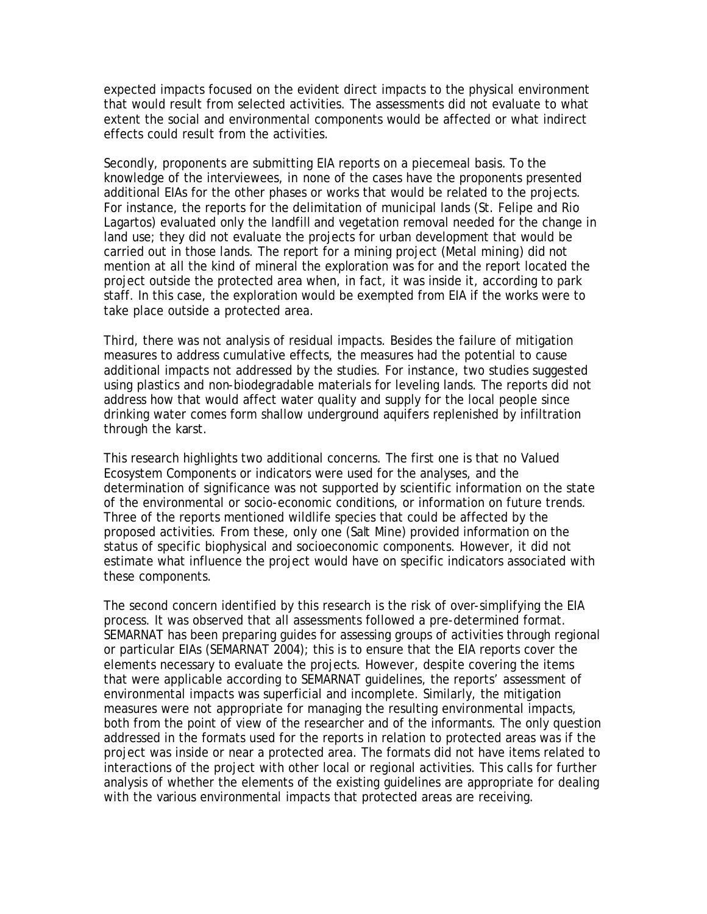expected impacts focused on the evident direct impacts to the physical environment that would result from selected activities. The assessments did not evaluate to what extent the social and environmental components would be affected or what indirect effects could result from the activities.

Secondly, proponents are submitting EIA reports on a piecemeal basis. To the knowledge of the interviewees, in none of the cases have the proponents presented additional EIAs for the other phases or works that would be related to the projects. For instance, the reports for the delimitation of municipal lands (St. Felipe and Rio Lagartos) evaluated only the landfill and vegetation removal needed for the change in land use; they did not evaluate the projects for urban development that would be carried out in those lands. The report for a mining project (Metal mining) did not mention at all the kind of mineral the exploration was for and the report located the project outside the protected area when, in fact, it was inside it, according to park staff. In this case, the exploration would be exempted from EIA if the works were to take place outside a protected area.

Third, there was not analysis of residual impacts. Besides the failure of mitigation measures to address cumulative effects, the measures had the potential to cause additional impacts not addressed by the studies. For instance, two studies suggested using plastics and non-biodegradable materials for leveling lands. The reports did not address how that would affect water quality and supply for the local people since drinking water comes form shallow underground aquifers replenished by infiltration through the karst.

This research highlights two additional concerns. The first one is that no Valued Ecosystem Components or indicators were used for the analyses, and the determination of significance was not supported by scientific information on the state of the environmental or socio-economic conditions, or information on future trends. Three of the reports mentioned wildlife species that could be affected by the proposed activities. From these, only one (Salt Mine) provided information on the status of specific biophysical and socioeconomic components. However, it did not estimate what influence the project would have on specific indicators associated with these components.

The second concern identified by this research is the risk of over-simplifying the EIA process. It was observed that all assessments followed a pre-determined format. SEMARNAT has been preparing guides for assessing groups of activities through regional or particular EIAs (SEMARNAT 2004); this is to ensure that the EIA reports cover the elements necessary to evaluate the projects. However, despite covering the items that were applicable according to SEMARNAT guidelines, the reports' assessment of environmental impacts was superficial and incomplete. Similarly, the mitigation measures were not appropriate for managing the resulting environmental impacts, both from the point of view of the researcher and of the informants. The only question addressed in the formats used for the reports in relation to protected areas was if the project was inside or near a protected area. The formats did not have items related to interactions of the project with other local or regional activities. This calls for further analysis of whether the elements of the existing guidelines are appropriate for dealing with the various environmental impacts that protected areas are receiving.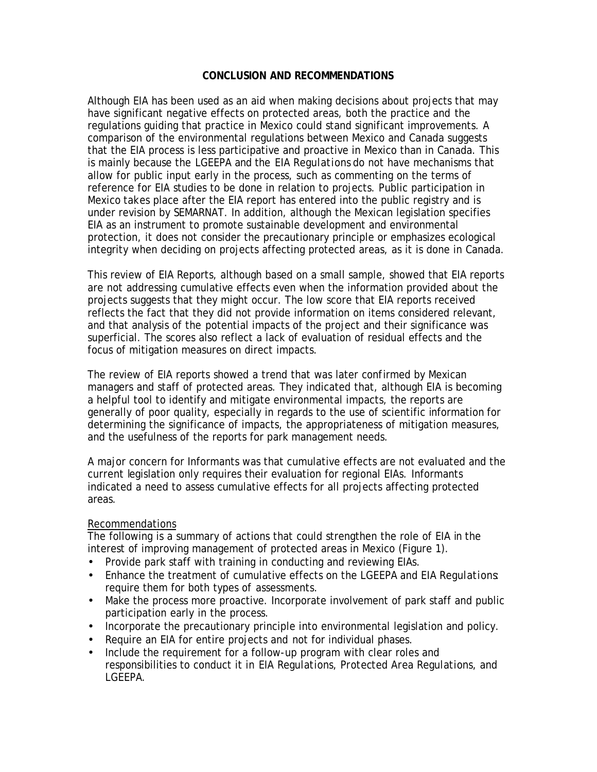## CONCLUSION AND RECOMMENDATIONS

Although EIA has been used as an aid when making decisions about projects that may have significant negative effects on protected areas, both the practice and the regulations guiding that practice in Mexico could stand significant improvements. A comparison of the environmental regulations between Mexico and Canada suggests that the EIA process is less participative and proactive in Mexico than in Canada. This is mainly because the LGEEPA and the *EIA Regulations* do not have mechanisms that allow for public input early in the process, such as commenting on the terms of reference for EIA studies to be done in relation to projects. Public participation in Mexico takes place after the EIA report has entered into the public registry and is under revision by SEMARNAT. In addition, although the Mexican legislation specifies EIA as an instrument to promote sustainable development and environmental protection, it does not consider the precautionary principle or emphasizes ecological integrity when deciding on projects affecting protected areas, as it is done in Canada.

This review of EIA Reports, although based on a small sample, showed that EIA reports are not addressing cumulative effects even when the information provided about the projects suggests that they might occur. The low score that EIA reports received reflects the fact that they did not provide information on items considered relevant, and that analysis of the potential impacts of the project and their significance was superficial. The scores also reflect a lack of evaluation of residual effects and the focus of mitigation measures on direct impacts.

The review of EIA reports showed a trend that was later confirmed by Mexican managers and staff of protected areas. They indicated that, although EIA is becoming a helpful tool to identify and mitigate environmental impacts, the reports are generally of poor quality, especially in regards to the use of scientific information for determining the significance of impacts, the appropriateness of mitigation measures, and the usefulness of the reports for park management needs.

A major concern for Informants was that cumulative effects are not evaluated and the current legislation only requires their evaluation for regional EIAs. Informants indicated a need to assess cumulative effects for all projects affecting protected areas.

### Recommendations

The following is a summary of actions that could strengthen the role of EIA in the interest of improving management of protected areas in Mexico (Figure 1).

- Provide park staff with training in conducting and reviewing EIAs.
- Enhance the treatment of cumulative effects on the LGEEPA and *EIA Regulations*: require them for both types of assessments.
- Make the process more proactive. Incorporate involvement of park staff and public participation early in the process.
- Incorporate the precautionary principle into environmental legislation and policy.
- Require an EIA for entire projects and not for individual phases.
- Include the requirement for a follow-up program with clear roles and responsibilities to conduct it in *EIA Regulations*, *Protected Area Regulations*, and LGEEPA.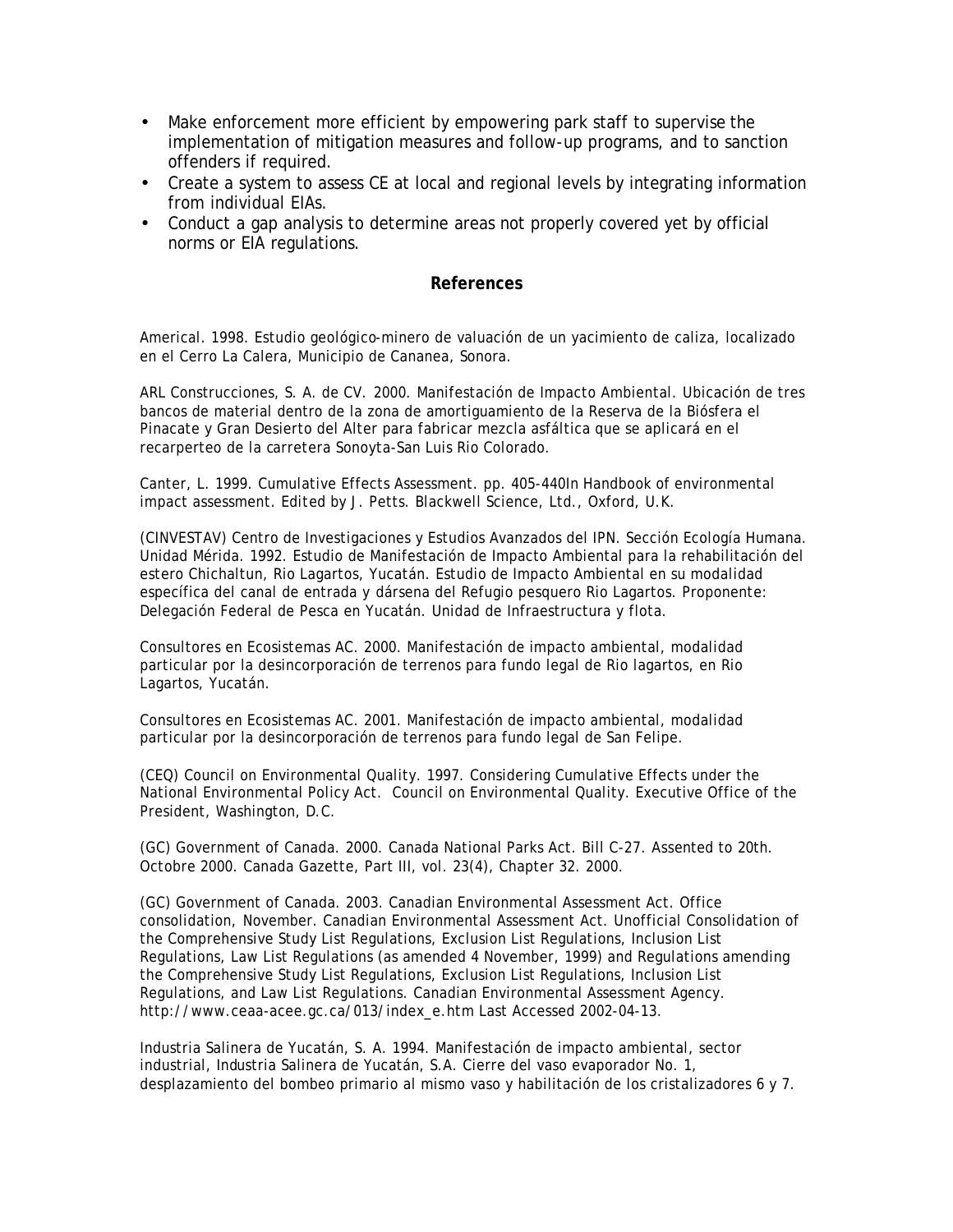- Make enforcement more efficient by empowering park staff to supervise the implementation of mitigation measures and follow-up programs, and to sanction offenders if required.
- Create a system to assess CE at local and regional levels by integrating information from individual EIAs.
- Conduct a gap analysis to determine areas not properly covered yet by official norms or EIA regulations.

## References

Americal. 1998. Estudio geológico-minero de valuación de un yacimiento de caliza, localizado en el Cerro La Calera, Municipio de Cananea, Sonora.

ARL Construcciones, S. A. de CV. 2000. Manifestación de Impacto Ambiental. Ubicación de tres bancos de material dentro de la zona de amortiguamiento de la Reserva de la Biósfera el Pinacate y Gran Desierto del Alter para fabricar mezcla asfáltica que se aplicará en el recarperteo de la carretera Sonoyta-San Luis Rio Colorado.

Canter, L. 1999. Cumulative Effects Assessment. pp. 405-440In Handbook of environmental impact assessment. Edited by J. Petts. Blackwell Science, Ltd., Oxford, U.K.

(CINVESTAV) Centro de Investigaciones y Estudios Avanzados del IPN. Sección Ecología Humana. Unidad Mérida. 1992. Estudio de Manifestación de Impacto Ambiental para la rehabilitación del estero Chichaltun, Rio Lagartos, Yucatán. Estudio de Impacto Ambiental en su modalidad específica del canal de entrada y dársena del Refugio pesquero Rio Lagartos. Proponente: Delegación Federal de Pesca en Yucatán. Unidad de Infraestructura y flota.

Consultores en Ecosistemas AC. 2000. Manifestación de impacto ambiental, modalidad particular por la desincorporación de terrenos para fundo legal de Rio lagartos, en Rio Lagartos, Yucatán.

Consultores en Ecosistemas AC. 2001. Manifestación de impacto ambiental, modalidad particular por la desincorporación de terrenos para fundo legal de San Felipe.

(CEQ) Council on Environmental Quality. 1997. Considering Cumulative Effects under the National Environmental Policy Act. Council on Environmental Quality. Executive Office of the President, Washington, D.C.

(GC) Government of Canada. 2000. Canada National Parks Act. Bill C-27. Assented to 20th. Octobre 2000. Canada Gazette, Part III, vol. 23(4), Chapter 32. 2000.

(GC) Government of Canada. 2003. Canadian Environmental Assessment Act. Office consolidation, November. Canadian Environmental Assessment Act. Unofficial Consolidation of the Comprehensive Study List Regulations, Exclusion List Regulations, Inclusion List Regulations, Law List Regulations (as amended 4 November, 1999) and Regulations amending the Comprehensive Study List Regulations, Exclusion List Regulations, Inclusion List Regulations, and Law List Regulations. Canadian Environmental Assessment Agency. http://www.ceaa-acee.gc.ca/013/index_e.htm Last Accessed 2002-04-13.

Industria Salinera de Yucatán, S. A. 1994. Manifestación de impacto ambiental, sector industrial, Industria Salinera de Yucatán, S.A. Cierre del vaso evaporador No. 1, desplazamiento del bombeo primario al mismo vaso y habilitación de los cristalizadores 6 y 7.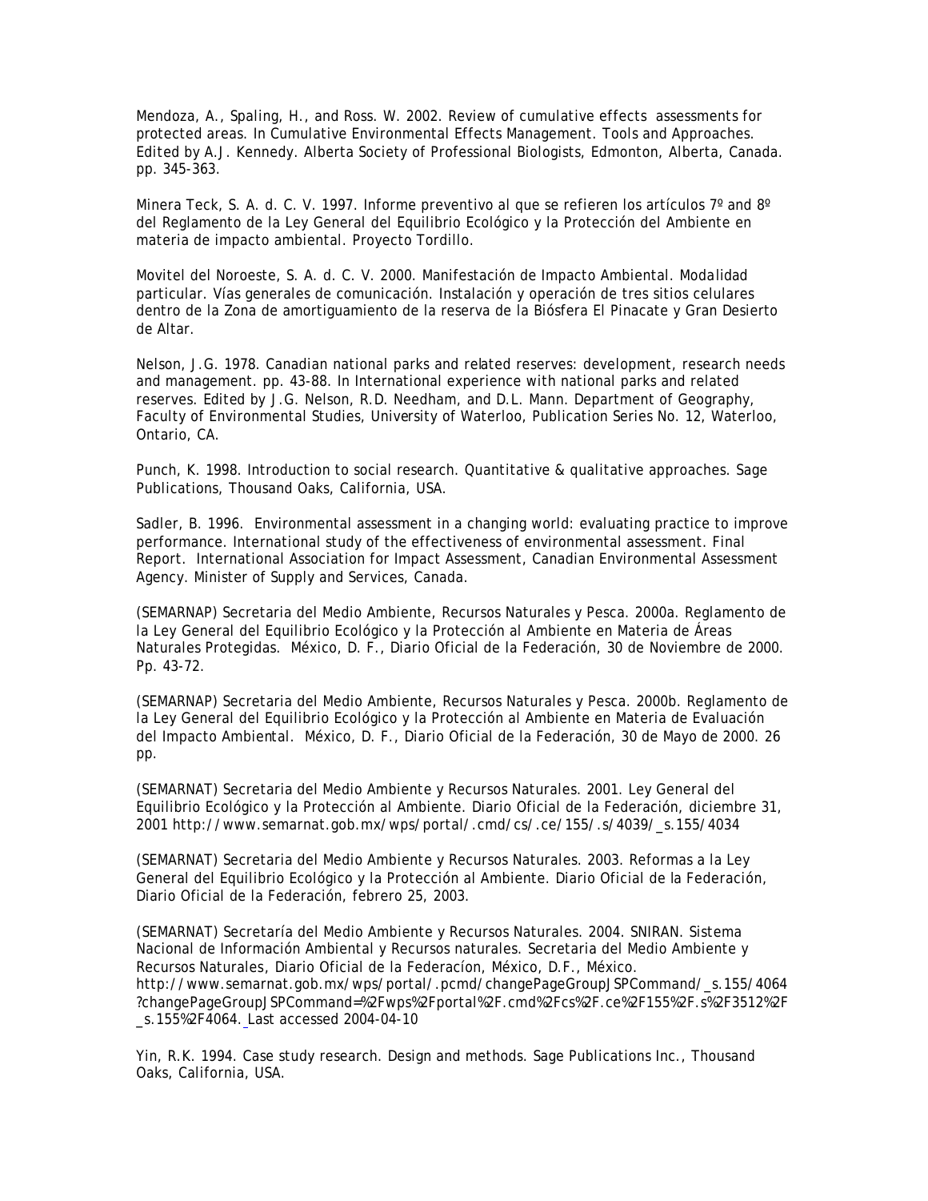Mendoza, A., Spaling, H., and Ross. W. 2002. Review of cumulative effects assessments for protected areas. In Cumulative Environmental Effects Management. Tools and Approaches. Edited by A.J. Kennedy. Alberta Society of Professional Biologists, Edmonton, Alberta, Canada. pp. 345-363.

Minera Teck, S. A. d. C. V. 1997. Informe preventivo al que se refieren los artículos 7º and 8º del Reglamento de la Ley General del Equilibrio Ecológico y la Protección del Ambiente en materia de impacto ambiental. Proyecto Tordillo.

Movitel del Noroeste, S. A. d. C. V. 2000. Manifestación de Impacto Ambiental. Modalidad particular. Vías generales de comunicación. Instalación y operación de tres sitios celulares dentro de la Zona de amortiguamiento de la reserva de la Biósfera El Pinacate y Gran Desierto de Altar.

Nelson, J.G. 1978. Canadian national parks and related reserves: development, research needs and management. pp. 43-88. In International experience with national parks and related reserves. Edited by J.G. Nelson, R.D. Needham, and D.L. Mann. Department of Geography, Faculty of Environmental Studies, University of Waterloo, Publication Series No. 12, Waterloo, Ontario, CA.

Punch, K. 1998. Introduction to social research. Quantitative & qualitative approaches. Sage Publications, Thousand Oaks, California, USA.

Sadler, B. 1996. Environmental assessment in a changing world: evaluating practice to improve performance. International study of the effectiveness of environmental assessment. Final Report. International Association for Impact Assessment, Canadian Environmental Assessment Agency. Minister of Supply and Services, Canada.

(SEMARNAP) Secretaria del Medio Ambiente, Recursos Naturales y Pesca. 2000a. Reglamento de la Ley General del Equilibrio Ecológico y la Protección al Ambiente en Materia de Áreas Naturales Protegidas. México, D. F., Diario Oficial de la Federación, 30 de Noviembre de 2000. Pp. 43-72.

(SEMARNAP) Secretaria del Medio Ambiente, Recursos Naturales y Pesca. 2000b. Reglamento de la Ley General del Equilibrio Ecológico y la Protección al Ambiente en Materia de Evaluación del Impacto Ambiental. México, D. F., Diario Oficial de la Federación, 30 de Mayo de 2000. 26 pp.

(SEMARNAT) Secretaria del Medio Ambiente y Recursos Naturales. 2001. Ley General del Equilibrio Ecológico y la Protección al Ambiente. Diario Oficial de la Federación, diciembre 31, 2001 http://www.semarnat.gob.mx/wps/portal/.cmd/cs/.ce/155/.s/4039/_s.155/4034

(SEMARNAT) Secretaria del Medio Ambiente y Recursos Naturales. 2003. Reformas a la Ley General del Equilibrio Ecológico y la Protección al Ambiente. Diario Oficial de la Federación, Diario Oficial de la Federación, febrero 25, 2003.

(SEMARNAT) Secretaría del Medio Ambiente y Recursos Naturales. 2004. SNIRAN. Sistema Nacional de Información Ambiental y Recursos naturales. Secretaria del Medio Ambiente y Recursos Naturales, Diario Oficial de la Federacíon, México, D.F., México. http://www.semarnat.gob.mx/wps/portal/.pcmd/changePageGroupJSPCommand/_s.155/4064?changePageGroupJSPCommand=%2Fwps%2Fportal%2F.cmd%2Fcs%2F.ce%2F155%2F.s%2F3512%2F_s.155%2F4064. Last accessed 2004-04-10

Yin, R.K. 1994. Case study research. Design and methods. Sage Publications Inc., Thousand Oaks, California, USA.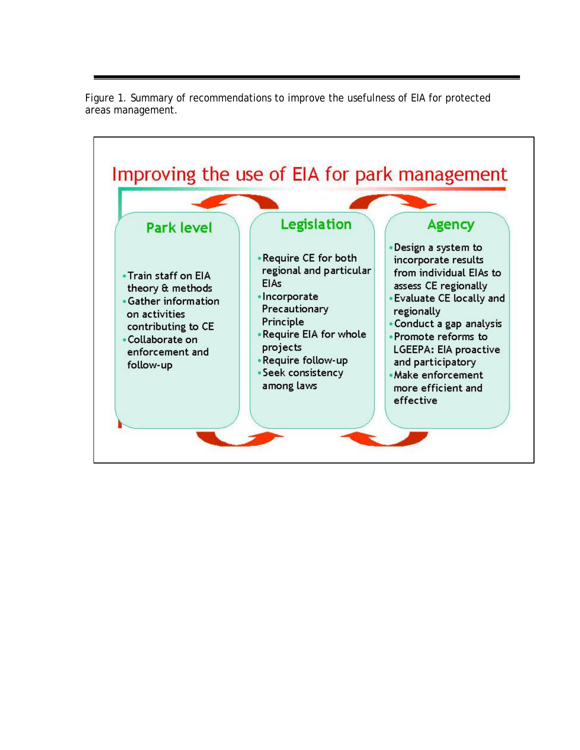Figure 1. Summary of recommendations to improve the usefulness of EIA for protected areas management.

Improving the use of EIA for park management

Park level

- Train staff on EIA theory & methods
- Gather information on activities contributing to CE
- Collaborate on enforcement and follow-up

Legislation

- Require CE for both regional and particular EIAs
- Incorporate Precautionary Principle
- Require EIA for whole projects
- Require follow-up
- Seek consistency among laws

Agency

- Design a system to incorporate results from individual EIAs to assess CE regionally
- Evaluate CE locally and regionally
- Conduct a gap analysis
- Promote reforms to LGEEPA: EIA proactive and participatory
- Make enforcement more efficient and effective